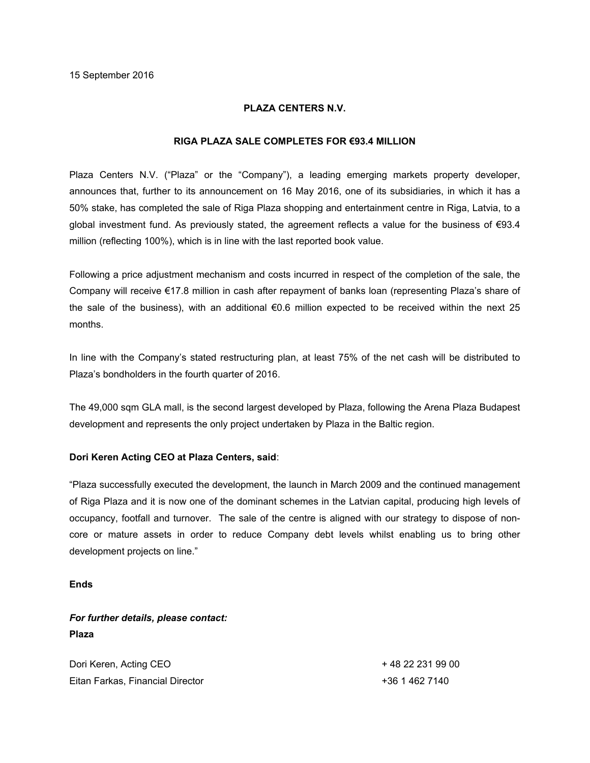15 September 2016

**PLAZA CENTERS N.V.**

**RIGA PLAZA SALE COMPLETES FOR €93.4 MILLION**

Plaza Centers N.V. ("Plaza" or the "Company"), a leading emerging markets property developer, announces that, further to its announcement on 16 May 2016, one of its subsidiaries, in which it has a 50% stake, has completed the sale of Riga Plaza shopping and entertainment centre in Riga, Latvia, to a global investment fund. As previously stated, the agreement reflects a value for the business of €93.4 million (reflecting 100%), which is in line with the last reported book value.

Following a price adjustment mechanism and costs incurred in respect of the completion of the sale, the Company will receive €17.8 million in cash after repayment of banks loan (representing Plaza's share of the sale of the business), with an additional €0.6 million expected to be received within the next 25 months.

In line with the Company's stated restructuring plan, at least 75% of the net cash will be distributed to Plaza's bondholders in the fourth quarter of 2016.

The 49,000 sqm GLA mall, is the second largest developed by Plaza, following the Arena Plaza Budapest development and represents the only project undertaken by Plaza in the Baltic region.

**Dori Keren Acting CEO at Plaza Centers, said**:

"Plaza successfully executed the development, the launch in March 2009 and the continued management of Riga Plaza and it is now one of the dominant schemes in the Latvian capital, producing high levels of occupancy, footfall and turnover. The sale of the centre is aligned with our strategy to dispose of non-core or mature assets in order to reduce Company debt levels whilst enabling us to bring other development projects on line."

**Ends**

***For further details, please contact:***
**Plaza**

| | |
|---|---|
| Dori Keren, Acting CEO | + 48 22 231 99 00 |
| Eitan Farkas, Financial Director | +36 1 462 7140 |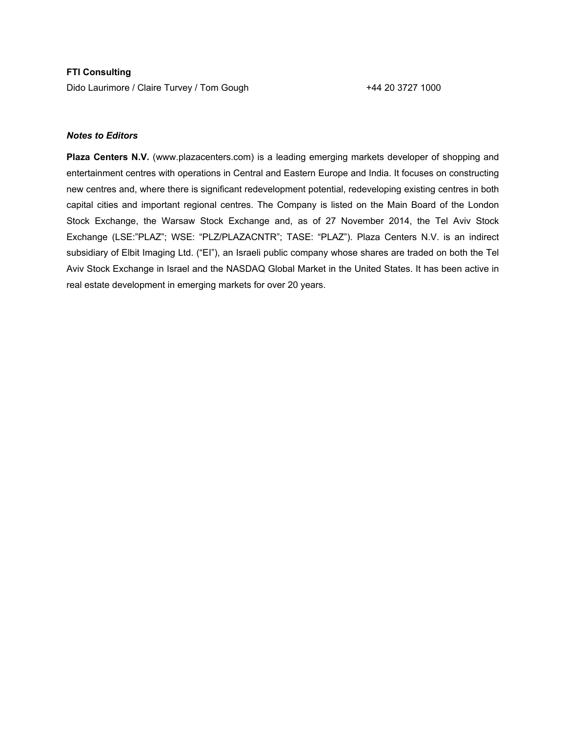**FTI Consulting**

Dido Laurimore / Claire Turvey / Tom Gough +44 20 3727 1000

***Notes to Editors***

**Plaza Centers N.V.** (www.plazacenters.com) is a leading emerging markets developer of shopping and entertainment centres with operations in Central and Eastern Europe and India. It focuses on constructing new centres and, where there is significant redevelopment potential, redeveloping existing centres in both capital cities and important regional centres. The Company is listed on the Main Board of the London Stock Exchange, the Warsaw Stock Exchange and, as of 27 November 2014, the Tel Aviv Stock Exchange (LSE:"PLAZ"; WSE: "PLZ/PLAZACNTR"; TASE: "PLAZ"). Plaza Centers N.V. is an indirect subsidiary of Elbit Imaging Ltd. ("EI"), an Israeli public company whose shares are traded on both the Tel Aviv Stock Exchange in Israel and the NASDAQ Global Market in the United States. It has been active in real estate development in emerging markets for over 20 years.